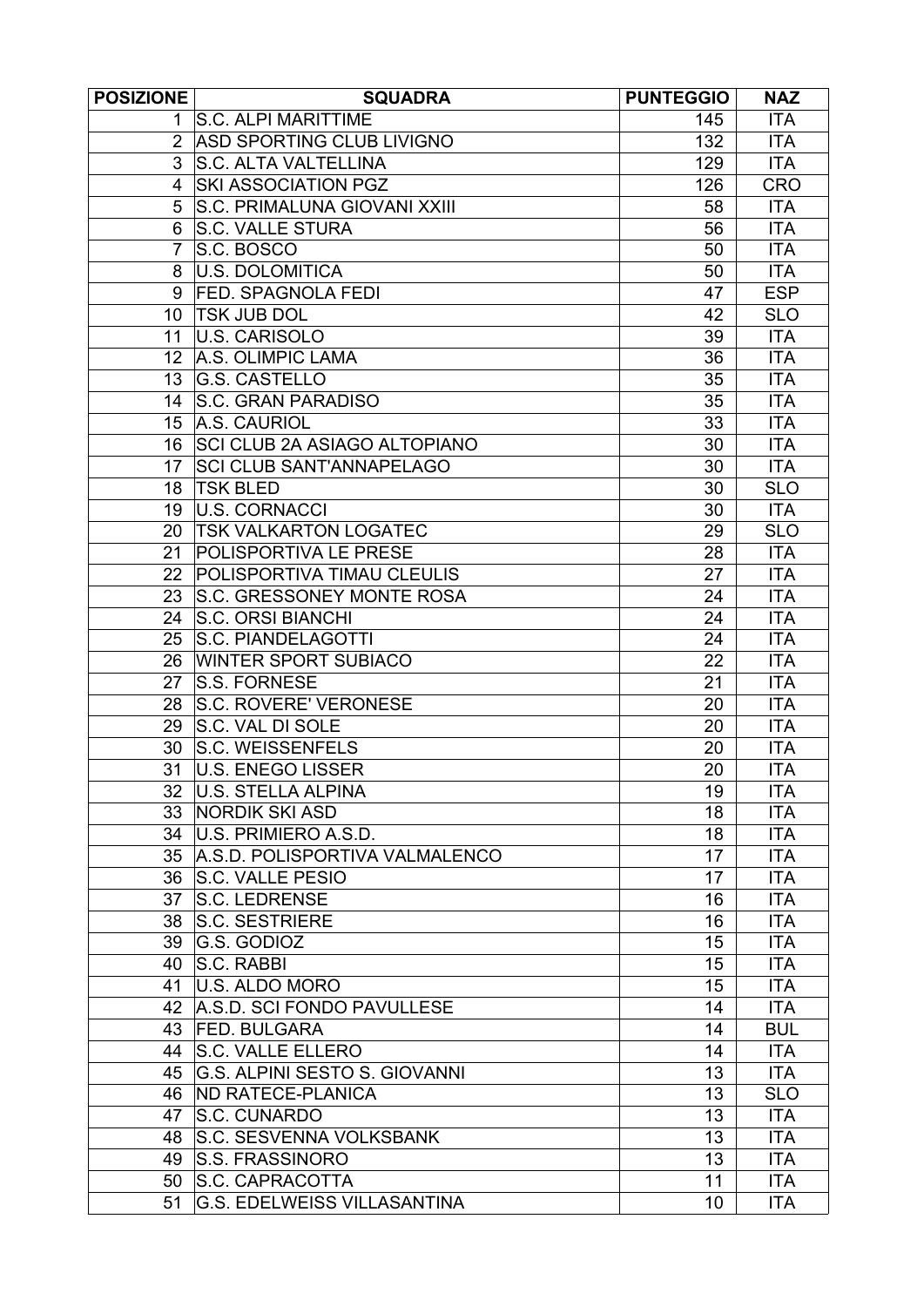| POSIZIONE | SQUADRA | PUNTEGGIO | NAZ |
|---|---|---|---|
| 1 | S.C. ALPI MARITTIME | 145 | ITA |
| 2 | ASD SPORTING CLUB LIVIGNO | 132 | ITA |
| 3 | S.C. ALTA VALTELLINA | 129 | ITA |
| 4 | SKI ASSOCIATION PGZ | 126 | CRO |
| 5 | S.C. PRIMALUNA GIOVANI XXIII | 58 | ITA |
| 6 | S.C. VALLE STURA | 56 | ITA |
| 7 | S.C. BOSCO | 50 | ITA |
| 8 | U.S. DOLOMITICA | 50 | ITA |
| 9 | FED. SPAGNOLA FEDI | 47 | ESP |
| 10 | TSK JUB DOL | 42 | SLO |
| 11 | U.S. CARISOLO | 39 | ITA |
| 12 | A.S. OLIMPIC LAMA | 36 | ITA |
| 13 | G.S. CASTELLO | 35 | ITA |
| 14 | S.C. GRAN PARADISO | 35 | ITA |
| 15 | A.S. CAURIOL | 33 | ITA |
| 16 | SCI CLUB 2A ASIAGO ALTOPIANO | 30 | ITA |
| 17 | SCI CLUB SANT'ANNAPELAGO | 30 | ITA |
| 18 | TSK BLED | 30 | SLO |
| 19 | U.S. CORNACCI | 30 | ITA |
| 20 | TSK VALKARTON LOGATEC | 29 | SLO |
| 21 | POLISPORTIVA LE PRESE | 28 | ITA |
| 22 | POLISPORTIVA TIMAU CLEULIS | 27 | ITA |
| 23 | S.C. GRESSONEY MONTE ROSA | 24 | ITA |
| 24 | S.C. ORSI BIANCHI | 24 | ITA |
| 25 | S.C. PIANDELAGOTTI | 24 | ITA |
| 26 | WINTER SPORT SUBIACO | 22 | ITA |
| 27 | S.S. FORNESE | 21 | ITA |
| 28 | S.C. ROVERE' VERONESE | 20 | ITA |
| 29 | S.C. VAL DI SOLE | 20 | ITA |
| 30 | S.C. WEISSENFELS | 20 | ITA |
| 31 | U.S. ENEGO LISSER | 20 | ITA |
| 32 | U.S. STELLA ALPINA | 19 | ITA |
| 33 | NORDIK SKI ASD | 18 | ITA |
| 34 | U.S. PRIMIERO A.S.D. | 18 | ITA |
| 35 | A.S.D. POLISPORTIVA VALMALENCO | 17 | ITA |
| 36 | S.C. VALLE PESIO | 17 | ITA |
| 37 | S.C. LEDRENSE | 16 | ITA |
| 38 | S.C. SESTRIERE | 16 | ITA |
| 39 | G.S. GODIOZ | 15 | ITA |
| 40 | S.C. RABBI | 15 | ITA |
| 41 | U.S. ALDO MORO | 15 | ITA |
| 42 | A.S.D. SCI FONDO PAVULLESE | 14 | ITA |
| 43 | FED. BULGARA | 14 | BUL |
| 44 | S.C. VALLE ELLERO | 14 | ITA |
| 45 | G.S. ALPINI SESTO S. GIOVANNI | 13 | ITA |
| 46 | ND RATECE-PLANICA | 13 | SLO |
| 47 | S.C. CUNARDO | 13 | ITA |
| 48 | S.C. SESVENNA VOLKSBANK | 13 | ITA |
| 49 | S.S. FRASSINORO | 13 | ITA |
| 50 | S.C. CAPRACOTTA | 11 | ITA |
| 51 | G.S. EDELWEISS VILLASANTINA | 10 | ITA |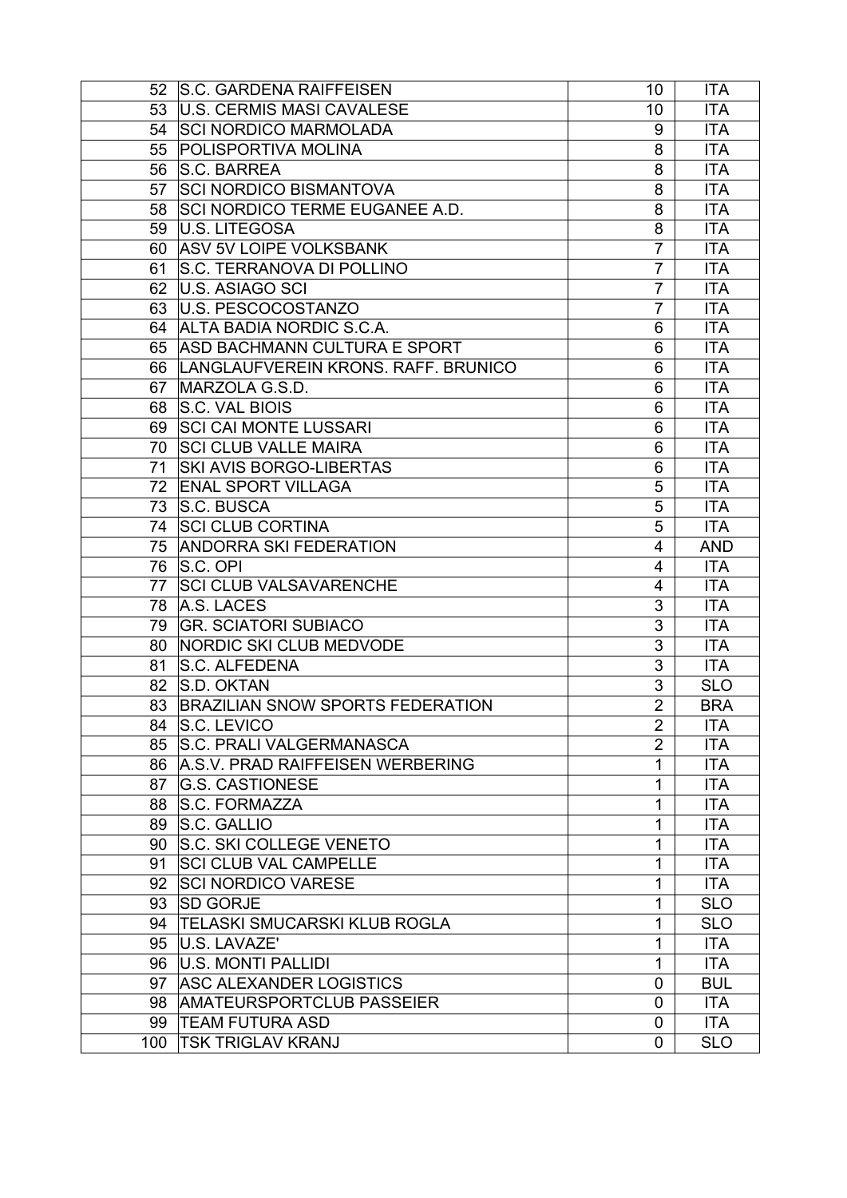| | | | |
|---|---|---|---|
| 52 | S.C. GARDENA RAIFFEISEN | 10 | ITA |
| 53 | U.S. CERMIS MASI CAVALESE | 10 | ITA |
| 54 | SCI NORDICO MARMOLADA | 9 | ITA |
| 55 | POLISPORTIVA MOLINA | 8 | ITA |
| 56 | S.C. BARREA | 8 | ITA |
| 57 | SCI NORDICO BISMANTOVA | 8 | ITA |
| 58 | SCI NORDICO TERME EUGANEE A.D. | 8 | ITA |
| 59 | U.S. LITEGOSA | 8 | ITA |
| 60 | ASV 5V LOIPE VOLKSBANK | 7 | ITA |
| 61 | S.C. TERRANOVA DI POLLINO | 7 | ITA |
| 62 | U.S. ASIAGO SCI | 7 | ITA |
| 63 | U.S. PESCOCOSTANZO | 7 | ITA |
| 64 | ALTA BADIA NORDIC S.C.A. | 6 | ITA |
| 65 | ASD BACHMANN CULTURA E SPORT | 6 | ITA |
| 66 | LANGLAUFVEREIN KRONS. RAFF. BRUNICO | 6 | ITA |
| 67 | MARZOLA G.S.D. | 6 | ITA |
| 68 | S.C. VAL BIOIS | 6 | ITA |
| 69 | SCI CAI MONTE LUSSARI | 6 | ITA |
| 70 | SCI CLUB VALLE MAIRA | 6 | ITA |
| 71 | SKI AVIS BORGO-LIBERTAS | 6 | ITA |
| 72 | ENAL SPORT VILLAGA | 5 | ITA |
| 73 | S.C. BUSCA | 5 | ITA |
| 74 | SCI CLUB CORTINA | 5 | ITA |
| 75 | ANDORRA SKI FEDERATION | 4 | AND |
| 76 | S.C. OPI | 4 | ITA |
| 77 | SCI CLUB VALSAVARENCHE | 4 | ITA |
| 78 | A.S. LACES | 3 | ITA |
| 79 | GR. SCIATORI SUBIACO | 3 | ITA |
| 80 | NORDIC SKI CLUB MEDVODE | 3 | ITA |
| 81 | S.C. ALFEDENA | 3 | ITA |
| 82 | S.D. OKTAN | 3 | SLO |
| 83 | BRAZILIAN SNOW SPORTS FEDERATION | 2 | BRA |
| 84 | S.C. LEVICO | 2 | ITA |
| 85 | S.C. PRALI VALGERMANASCA | 2 | ITA |
| 86 | A.S.V. PRAD RAIFFEISEN WERBERING | 1 | ITA |
| 87 | G.S. CASTIONESE | 1 | ITA |
| 88 | S.C. FORMAZZA | 1 | ITA |
| 89 | S.C. GALLIO | 1 | ITA |
| 90 | S.C. SKI COLLEGE VENETO | 1 | ITA |
| 91 | SCI CLUB VAL CAMPELLE | 1 | ITA |
| 92 | SCI NORDICO VARESE | 1 | ITA |
| 93 | SD GORJE | 1 | SLO |
| 94 | TELASKI SMUCARSKI KLUB ROGLA | 1 | SLO |
| 95 | U.S. LAVAZE' | 1 | ITA |
| 96 | U.S. MONTI PALLIDI | 1 | ITA |
| 97 | ASC ALEXANDER LOGISTICS | 0 | BUL |
| 98 | AMATEURSPORTCLUB PASSEIER | 0 | ITA |
| 99 | TEAM FUTURA ASD | 0 | ITA |
| 100 | TSK TRIGLAV KRANJ | 0 | SLO |